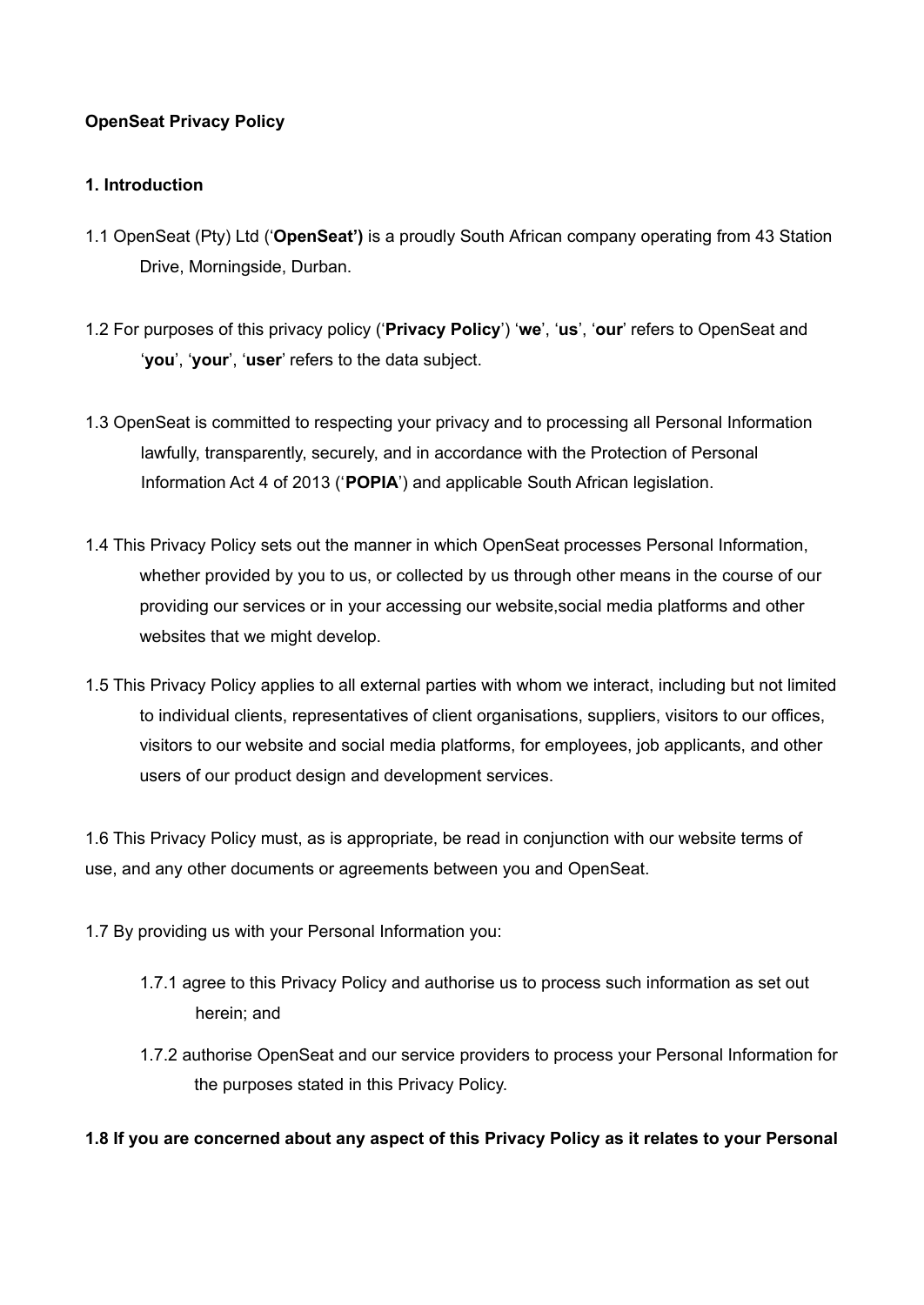**OpenSeat Privacy Policy**

**1. Introduction**

1.1 OpenSeat (Pty) Ltd ('**OpenSeat')** is a proudly South African company operating from 43 Station Drive, Morningside, Durban.

1.2 For purposes of this privacy policy ('**Privacy Policy**') '**we**', '**us**', '**our**' refers to OpenSeat and '**you**', '**your**', '**user**' refers to the data subject.

1.3 OpenSeat is committed to respecting your privacy and to processing all Personal Information lawfully, transparently, securely, and in accordance with the Protection of Personal Information Act 4 of 2013 ('**POPIA**') and applicable South African legislation.

1.4 This Privacy Policy sets out the manner in which OpenSeat processes Personal Information, whether provided by you to us, or collected by us through other means in the course of our providing our services or in your accessing our website,social media platforms and other websites that we might develop.

1.5 This Privacy Policy applies to all external parties with whom we interact, including but not limited to individual clients, representatives of client organisations, suppliers, visitors to our offices, visitors to our website and social media platforms, for employees, job applicants, and other users of our product design and development services.

1.6 This Privacy Policy must, as is appropriate, be read in conjunction with our website terms of use, and any other documents or agreements between you and OpenSeat.

1.7 By providing us with your Personal Information you:

1.7.1 agree to this Privacy Policy and authorise us to process such information as set out herein; and

1.7.2 authorise OpenSeat and our service providers to process your Personal Information for the purposes stated in this Privacy Policy.

**1.8 If you are concerned about any aspect of this Privacy Policy as it relates to your Personal**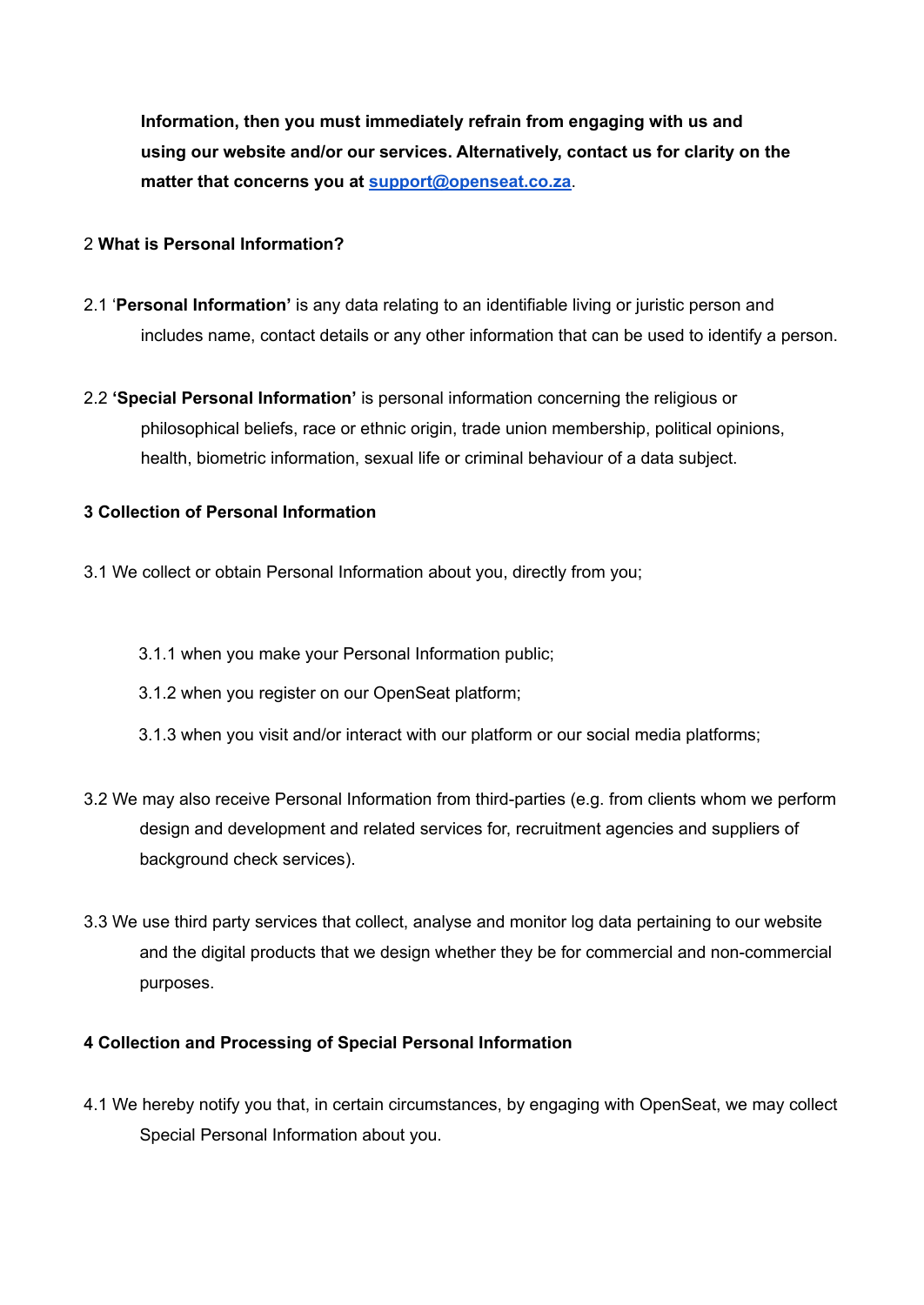**Information, then you must immediately refrain from engaging with us and using our website and/or our services. Alternatively, contact us for clarity on the matter that concerns you at [support@openseat.co.za](mailto:support@openseat.co.za)**.

## 2 **What is Personal Information?**

2.1 '**Personal Information'** is any data relating to an identifiable living or juristic person and includes name, contact details or any other information that can be used to identify a person.

2.2 **'Special Personal Information'** is personal information concerning the religious or philosophical beliefs, race or ethnic origin, trade union membership, political opinions, health, biometric information, sexual life or criminal behaviour of a data subject.

## **3 Collection of Personal Information**

3.1 We collect or obtain Personal Information about you, directly from you;

3.1.1 when you make your Personal Information public;

3.1.2 when you register on our OpenSeat platform;

3.1.3 when you visit and/or interact with our platform or our social media platforms;

3.2 We may also receive Personal Information from third-parties (e.g. from clients whom we perform design and development and related services for, recruitment agencies and suppliers of background check services).

3.3 We use third party services that collect, analyse and monitor log data pertaining to our website and the digital products that we design whether they be for commercial and non-commercial purposes.

## **4 Collection and Processing of Special Personal Information**

4.1 We hereby notify you that, in certain circumstances, by engaging with OpenSeat, we may collect Special Personal Information about you.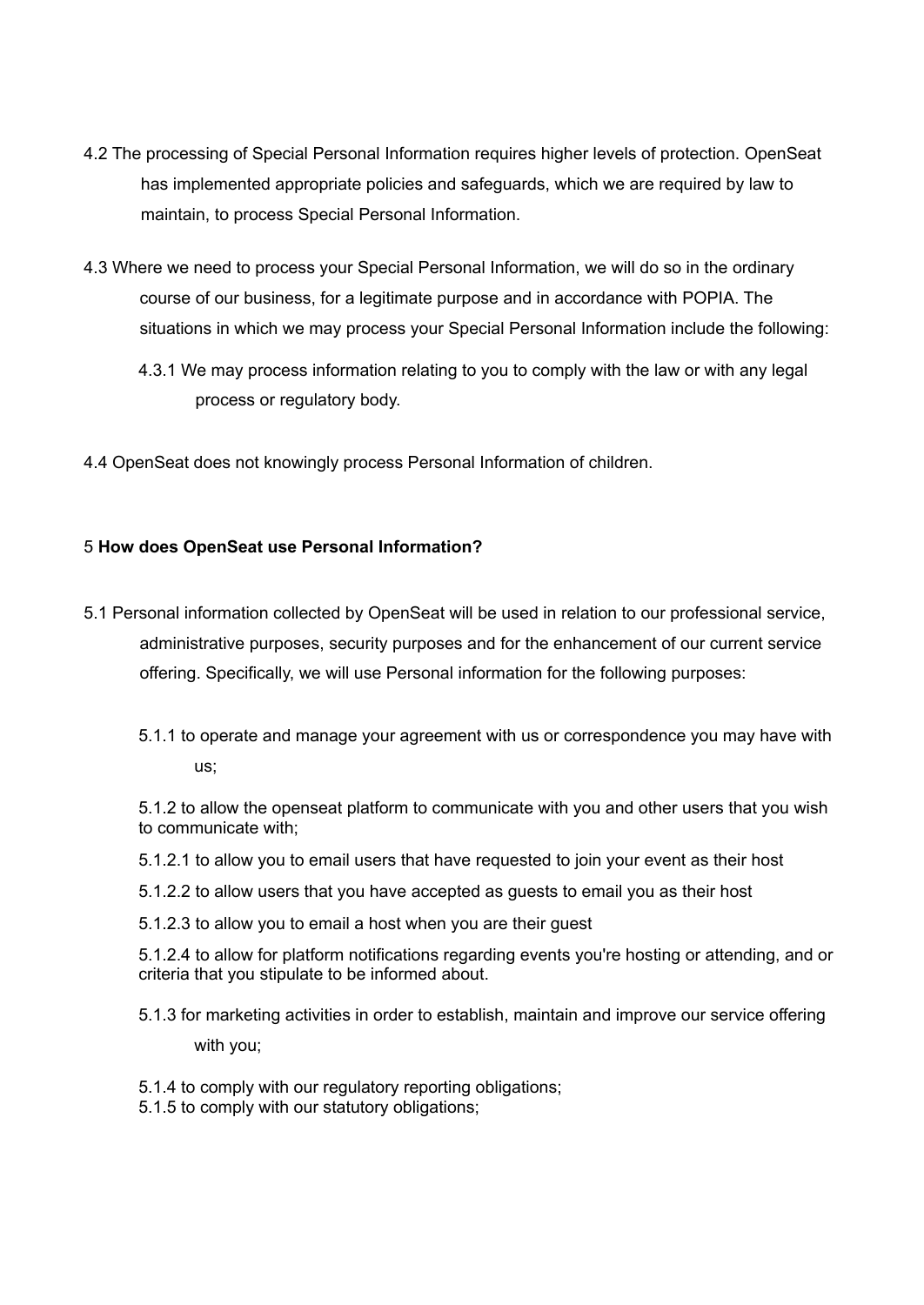4.2 The processing of Special Personal Information requires higher levels of protection. OpenSeat has implemented appropriate policies and safeguards, which we are required by law to maintain, to process Special Personal Information.

4.3 Where we need to process your Special Personal Information, we will do so in the ordinary course of our business, for a legitimate purpose and in accordance with POPIA. The situations in which we may process your Special Personal Information include the following:

4.3.1 We may process information relating to you to comply with the law or with any legal process or regulatory body.

4.4 OpenSeat does not knowingly process Personal Information of children.

5 **How does OpenSeat use Personal Information?**

5.1 Personal information collected by OpenSeat will be used in relation to our professional service, administrative purposes, security purposes and for the enhancement of our current service offering. Specifically, we will use Personal information for the following purposes:

5.1.1 to operate and manage your agreement with us or correspondence you may have with us;

5.1.2 to allow the openseat platform to communicate with you and other users that you wish to communicate with;

5.1.2.1 to allow you to email users that have requested to join your event as their host

5.1.2.2 to allow users that you have accepted as guests to email you as their host

5.1.2.3 to allow you to email a host when you are their guest

5.1.2.4 to allow for platform notifications regarding events you're hosting or attending, and or criteria that you stipulate to be informed about.

5.1.3 for marketing activities in order to establish, maintain and improve our service offering with you;

5.1.4 to comply with our regulatory reporting obligations;

5.1.5 to comply with our statutory obligations;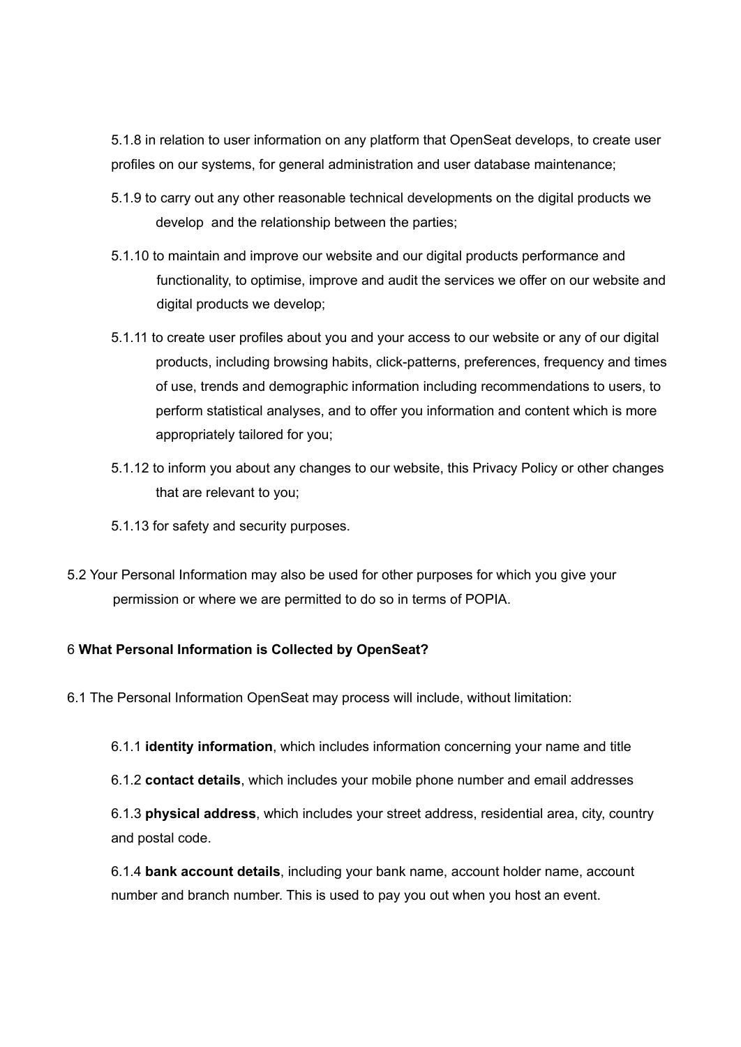5.1.8 in relation to user information on any platform that OpenSeat develops, to create user profiles on our systems, for general administration and user database maintenance;

5.1.9 to carry out any other reasonable technical developments on the digital products we develop and the relationship between the parties;

5.1.10 to maintain and improve our website and our digital products performance and functionality, to optimise, improve and audit the services we offer on our website and digital products we develop;

5.1.11 to create user profiles about you and your access to our website or any of our digital products, including browsing habits, click-patterns, preferences, frequency and times of use, trends and demographic information including recommendations to users, to perform statistical analyses, and to offer you information and content which is more appropriately tailored for you;

5.1.12 to inform you about any changes to our website, this Privacy Policy or other changes that are relevant to you;

5.1.13 for safety and security purposes.

5.2 Your Personal Information may also be used for other purposes for which you give your permission or where we are permitted to do so in terms of POPIA.

6 **What Personal Information is Collected by OpenSeat?**

6.1 The Personal Information OpenSeat may process will include, without limitation:

6.1.1 **identity information**, which includes information concerning your name and title

6.1.2 **contact details**, which includes your mobile phone number and email addresses

6.1.3 **physical address**, which includes your street address, residential area, city, country and postal code.

6.1.4 **bank account details**, including your bank name, account holder name, account number and branch number. This is used to pay you out when you host an event.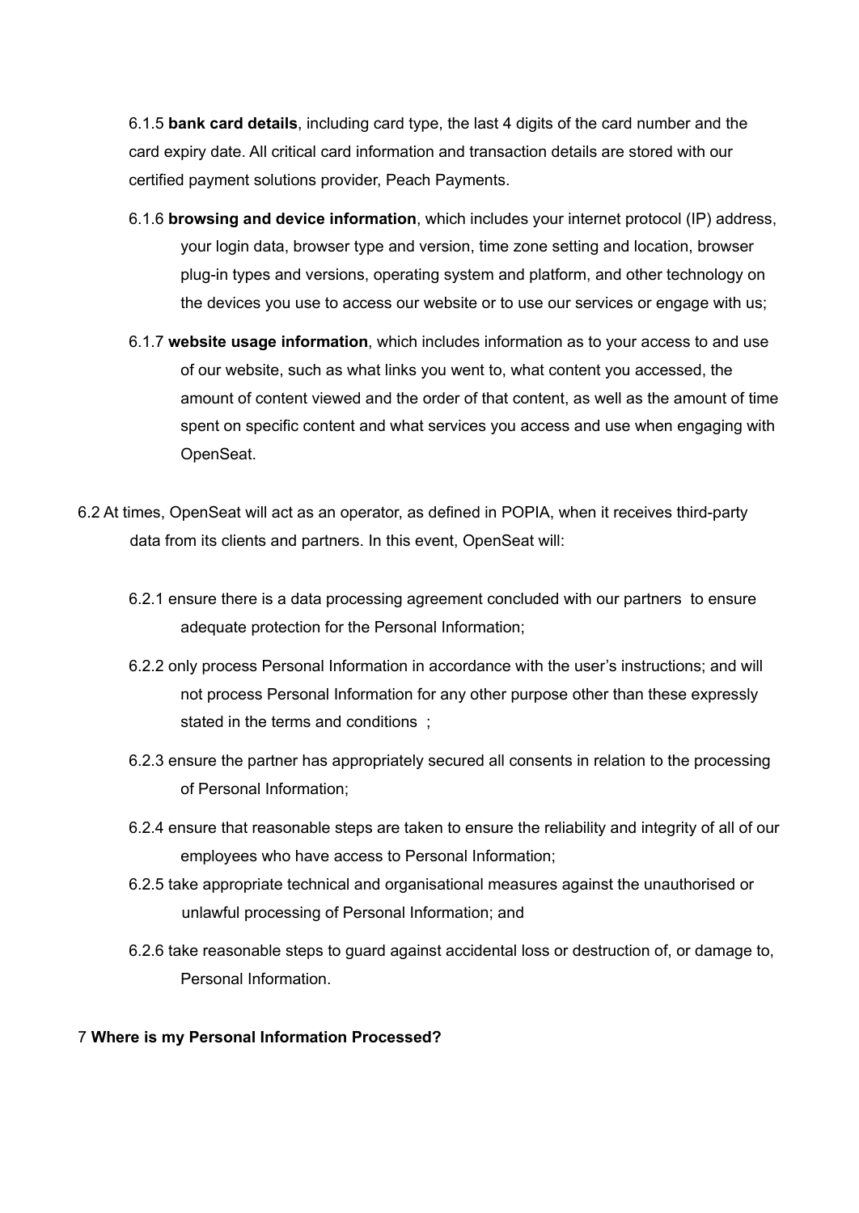6.1.5 **bank card details**, including card type, the last 4 digits of the card number and the card expiry date. All critical card information and transaction details are stored with our certified payment solutions provider, Peach Payments.

6.1.6 **browsing and device information**, which includes your internet protocol (IP) address, your login data, browser type and version, time zone setting and location, browser plug-in types and versions, operating system and platform, and other technology on the devices you use to access our website or to use our services or engage with us;

6.1.7 **website usage information**, which includes information as to your access to and use of our website, such as what links you went to, what content you accessed, the amount of content viewed and the order of that content, as well as the amount of time spent on specific content and what services you access and use when engaging with OpenSeat.

6.2 At times, OpenSeat will act as an operator, as defined in POPIA, when it receives third-party data from its clients and partners. In this event, OpenSeat will:

6.2.1 ensure there is a data processing agreement concluded with our partners to ensure adequate protection for the Personal Information;

6.2.2 only process Personal Information in accordance with the user's instructions; and will not process Personal Information for any other purpose other than these expressly stated in the terms and conditions ;

6.2.3 ensure the partner has appropriately secured all consents in relation to the processing of Personal Information;

6.2.4 ensure that reasonable steps are taken to ensure the reliability and integrity of all of our employees who have access to Personal Information;

6.2.5 take appropriate technical and organisational measures against the unauthorised or unlawful processing of Personal Information; and

6.2.6 take reasonable steps to guard against accidental loss or destruction of, or damage to, Personal Information.

7 **Where is my Personal Information Processed?**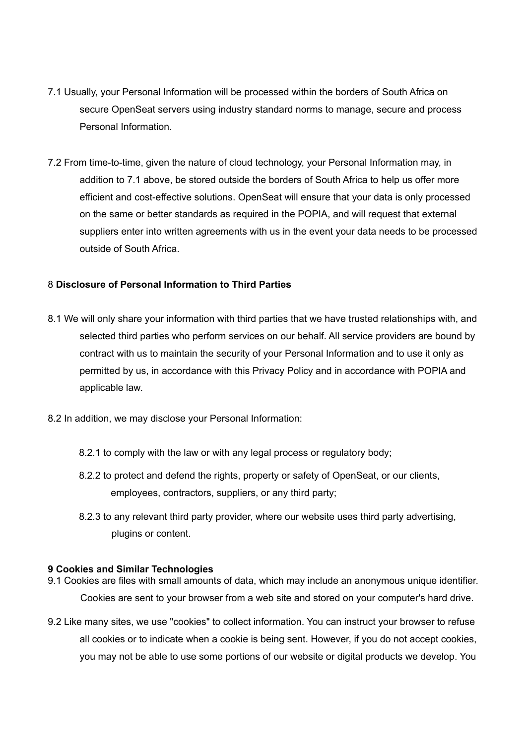7.1 Usually, your Personal Information will be processed within the borders of South Africa on secure OpenSeat servers using industry standard norms to manage, secure and process Personal Information.

7.2 From time-to-time, given the nature of cloud technology, your Personal Information may, in addition to 7.1 above, be stored outside the borders of South Africa to help us offer more efficient and cost-effective solutions. OpenSeat will ensure that your data is only processed on the same or better standards as required in the POPIA, and will request that external suppliers enter into written agreements with us in the event your data needs to be processed outside of South Africa.

## 8 **Disclosure of Personal Information to Third Parties**

8.1 We will only share your information with third parties that we have trusted relationships with, and selected third parties who perform services on our behalf. All service providers are bound by contract with us to maintain the security of your Personal Information and to use it only as permitted by us, in accordance with this Privacy Policy and in accordance with POPIA and applicable law.

8.2 In addition, we may disclose your Personal Information:

- 8.2.1 to comply with the law or with any legal process or regulatory body;
- 8.2.2 to protect and defend the rights, property or safety of OpenSeat, or our clients, employees, contractors, suppliers, or any third party;
- 8.2.3 to any relevant third party provider, where our website uses third party advertising, plugins or content.

## 9 Cookies and Similar Technologies

9.1 Cookies are files with small amounts of data, which may include an anonymous unique identifier. Cookies are sent to your browser from a web site and stored on your computer's hard drive.

9.2 Like many sites, we use "cookies" to collect information. You can instruct your browser to refuse all cookies or to indicate when a cookie is being sent. However, if you do not accept cookies, you may not be able to use some portions of our website or digital products we develop. You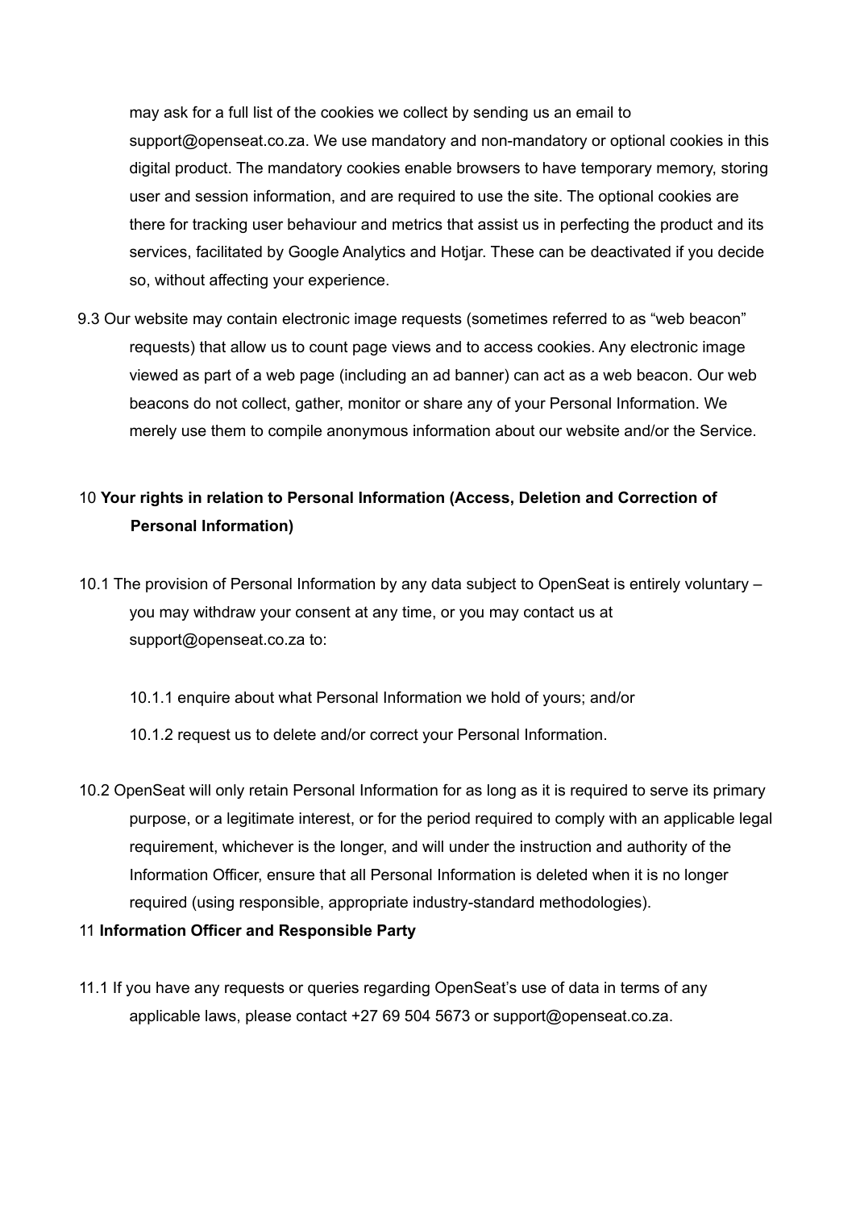may ask for a full list of the cookies we collect by sending us an email to support@openseat.co.za. We use mandatory and non-mandatory or optional cookies in this digital product. The mandatory cookies enable browsers to have temporary memory, storing user and session information, and are required to use the site. The optional cookies are there for tracking user behaviour and metrics that assist us in perfecting the product and its services, facilitated by Google Analytics and Hotjar. These can be deactivated if you decide so, without affecting your experience.

9.3 Our website may contain electronic image requests (sometimes referred to as “web beacon” requests) that allow us to count page views and to access cookies. Any electronic image viewed as part of a web page (including an ad banner) can act as a web beacon. Our web beacons do not collect, gather, monitor or share any of your Personal Information. We merely use them to compile anonymous information about our website and/or the Service.

10 **Your rights in relation to Personal Information (Access, Deletion and Correction of Personal Information)**

10.1 The provision of Personal Information by any data subject to OpenSeat is entirely voluntary – you may withdraw your consent at any time, or you may contact us at support@openseat.co.za to:

10.1.1 enquire about what Personal Information we hold of yours; and/or

10.1.2 request us to delete and/or correct your Personal Information.

10.2 OpenSeat will only retain Personal Information for as long as it is required to serve its primary purpose, or a legitimate interest, or for the period required to comply with an applicable legal requirement, whichever is the longer, and will under the instruction and authority of the Information Officer, ensure that all Personal Information is deleted when it is no longer required (using responsible, appropriate industry-standard methodologies).

11 **Information Officer and Responsible Party**

11.1 If you have any requests or queries regarding OpenSeat’s use of data in terms of any applicable laws, please contact +27 69 504 5673 or support@openseat.co.za.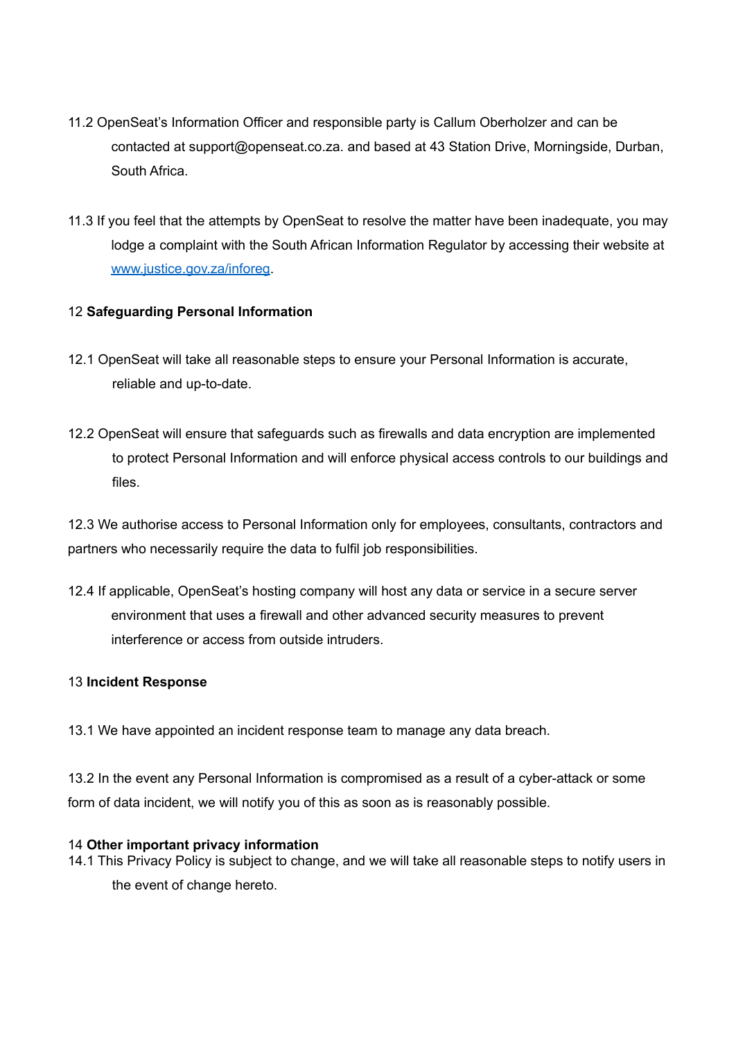11.2 OpenSeat's Information Officer and responsible party is Callum Oberholzer and can be contacted at support@openseat.co.za. and based at 43 Station Drive, Morningside, Durban, South Africa.

11.3 If you feel that the attempts by OpenSeat to resolve the matter have been inadequate, you may lodge a complaint with the South African Information Regulator by accessing their website at [www.justice.gov.za/inforeg](http://www.justice.gov.za/inforeg).

## 12 **Safeguarding Personal Information**

12.1 OpenSeat will take all reasonable steps to ensure your Personal Information is accurate, reliable and up-to-date.

12.2 OpenSeat will ensure that safeguards such as firewalls and data encryption are implemented to protect Personal Information and will enforce physical access controls to our buildings and files.

12.3 We authorise access to Personal Information only for employees, consultants, contractors and partners who necessarily require the data to fulfil job responsibilities.

12.4 If applicable, OpenSeat's hosting company will host any data or service in a secure server environment that uses a firewall and other advanced security measures to prevent interference or access from outside intruders.

## 13 **Incident Response**

13.1 We have appointed an incident response team to manage any data breach.

13.2 In the event any Personal Information is compromised as a result of a cyber-attack or some form of data incident, we will notify you of this as soon as is reasonably possible.

## 14 **Other important privacy information**

14.1 This Privacy Policy is subject to change, and we will take all reasonable steps to notify users in the event of change hereto.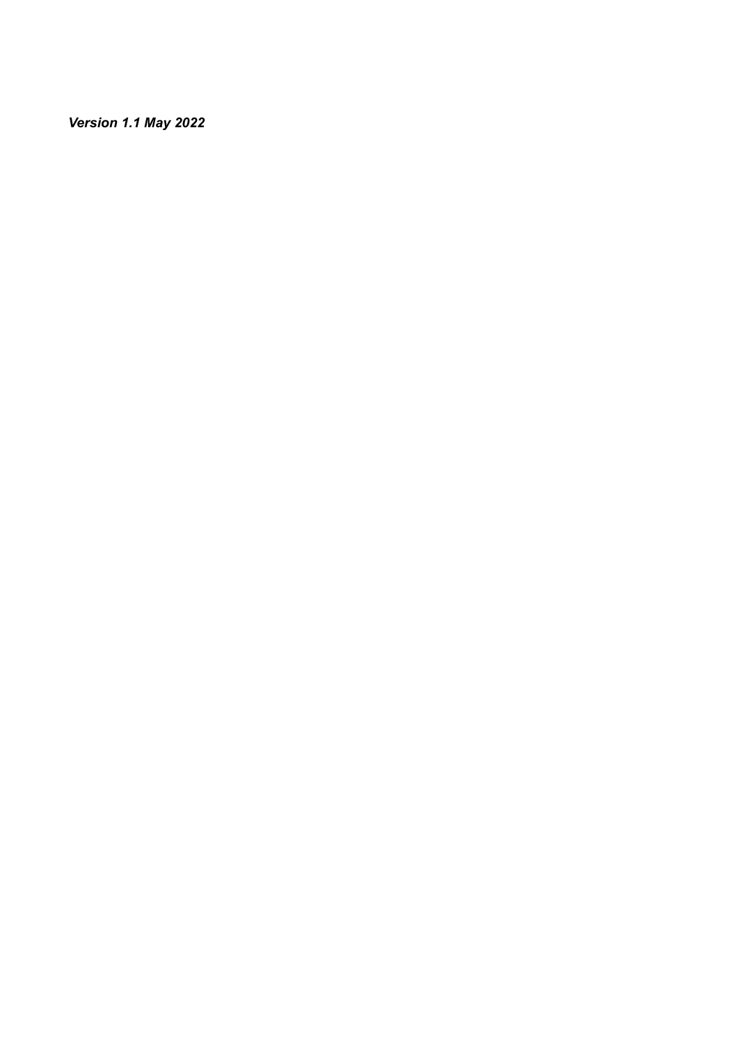*Version 1.1 May 2022*